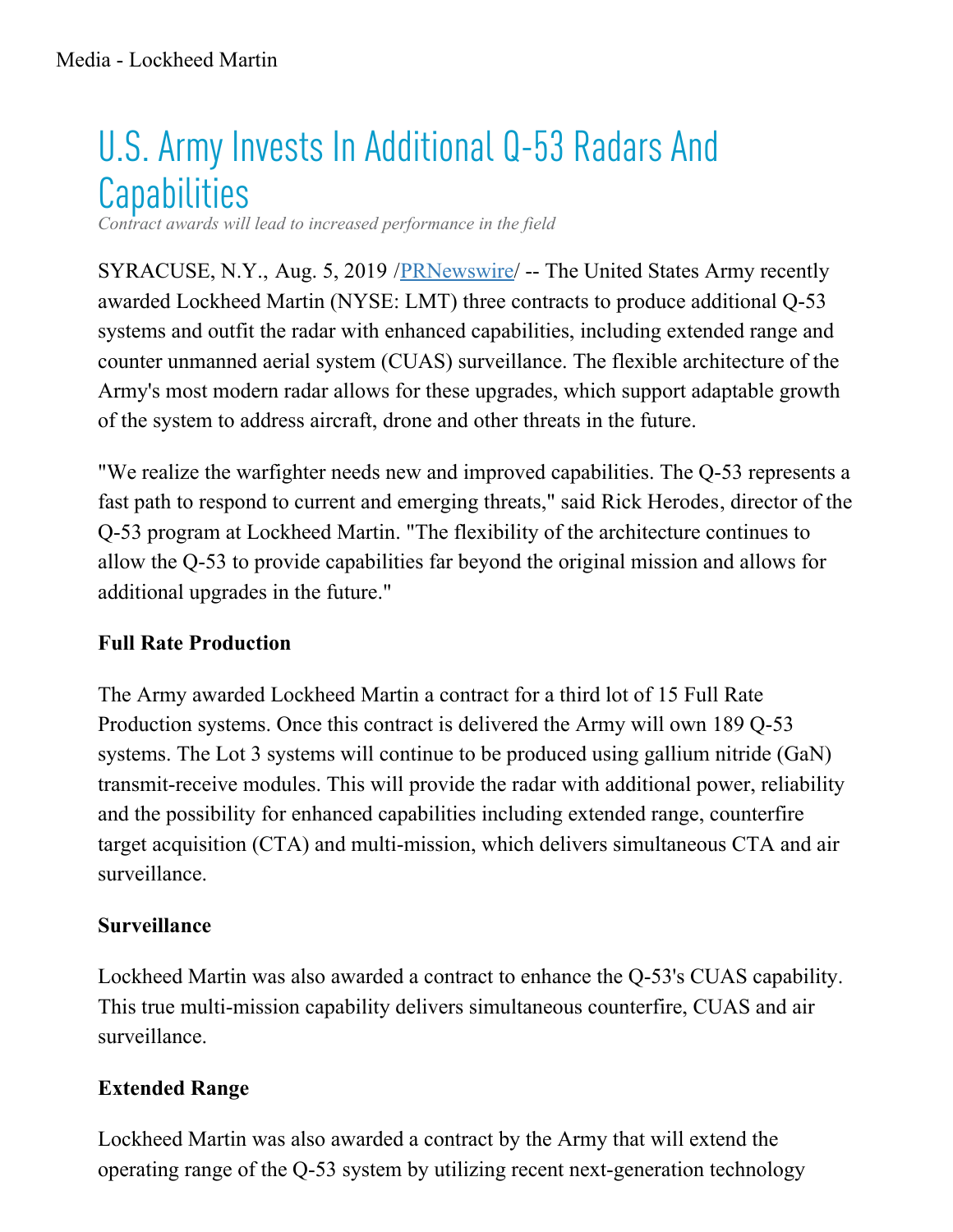# U.S. Army Invests In Additional Q-53 Radars And Capabilities

*Contract awards will lead to increased performance in the field*

SYRACUSE, N.Y., Aug. 5, 2019 /PRNewswire/ -- The United States Army recently awarded Lockheed Martin (NYSE: LMT) three contracts to produce additional Q-53 systems and outfit the radar with enhanced capabilities, including extended range and counter unmanned aerial system (CUAS) surveillance. The flexible architecture of the Army's most modern radar allows for these upgrades, which support adaptable growth of the system to address aircraft, drone and other threats in the future.

"We realize the warfighter needs new and improved capabilities. The Q-53 represents a fast path to respond to current and emerging threats," said Rick Herodes, director of the Q-53 program at Lockheed Martin. "The flexibility of the architecture continues to allow the Q-53 to provide capabilities far beyond the original mission and allows for additional upgrades in the future."

**Full Rate Production**

The Army awarded Lockheed Martin a contract for a third lot of 15 Full Rate Production systems. Once this contract is delivered the Army will own 189 Q-53 systems. The Lot 3 systems will continue to be produced using gallium nitride (GaN) transmit-receive modules. This will provide the radar with additional power, reliability and the possibility for enhanced capabilities including extended range, counterfire target acquisition (CTA) and multi-mission, which delivers simultaneous CTA and air surveillance.

**Surveillance**

Lockheed Martin was also awarded a contract to enhance the Q-53's CUAS capability. This true multi-mission capability delivers simultaneous counterfire, CUAS and air surveillance.

**Extended Range**

Lockheed Martin was also awarded a contract by the Army that will extend the operating range of the Q-53 system by utilizing recent next-generation technology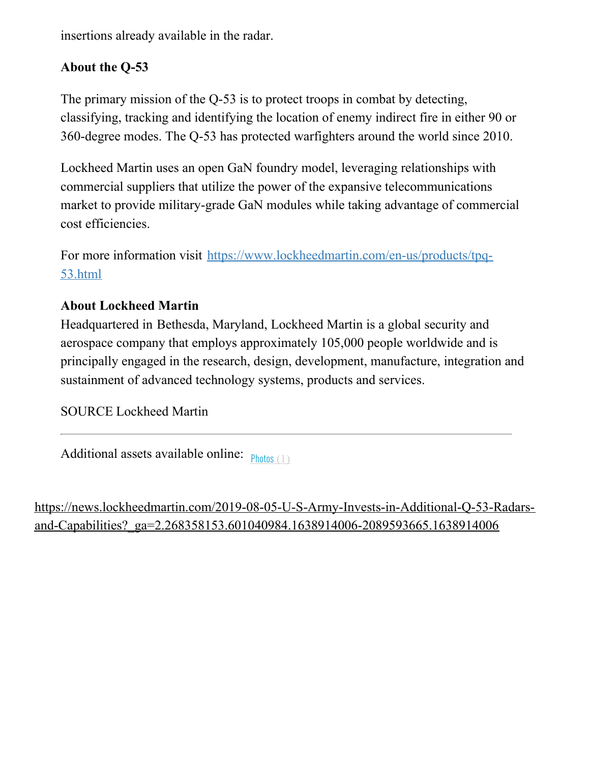insertions already available in the radar.

**About the Q-53**

The primary mission of the Q-53 is to protect troops in combat by detecting, classifying, tracking and identifying the location of enemy indirect fire in either 90 or 360-degree modes. The Q-53 has protected warfighters around the world since 2010.

Lockheed Martin uses an open GaN foundry model, leveraging relationships with commercial suppliers that utilize the power of the expansive telecommunications market to provide military-grade GaN modules while taking advantage of commercial cost efficiencies.

For more information visit [https://www.lockheedmartin.com/en-us/products/tpq-53.html](https://www.lockheedmartin.com/en-us/products/tpq-53.html)

**About Lockheed Martin**

Headquartered in Bethesda, Maryland, Lockheed Martin is a global security and aerospace company that employs approximately 105,000 people worldwide and is principally engaged in the research, design, development, manufacture, integration and sustainment of advanced technology systems, products and services.

SOURCE Lockheed Martin

---

Additional assets available online: Photos (1)

https://news.lockheedmartin.com/2019-08-05-U-S-Army-Invests-in-Additional-Q-53-Radars-and-Capabilities?_ga=2.268358153.601040984.1638914006-2089593665.1638914006